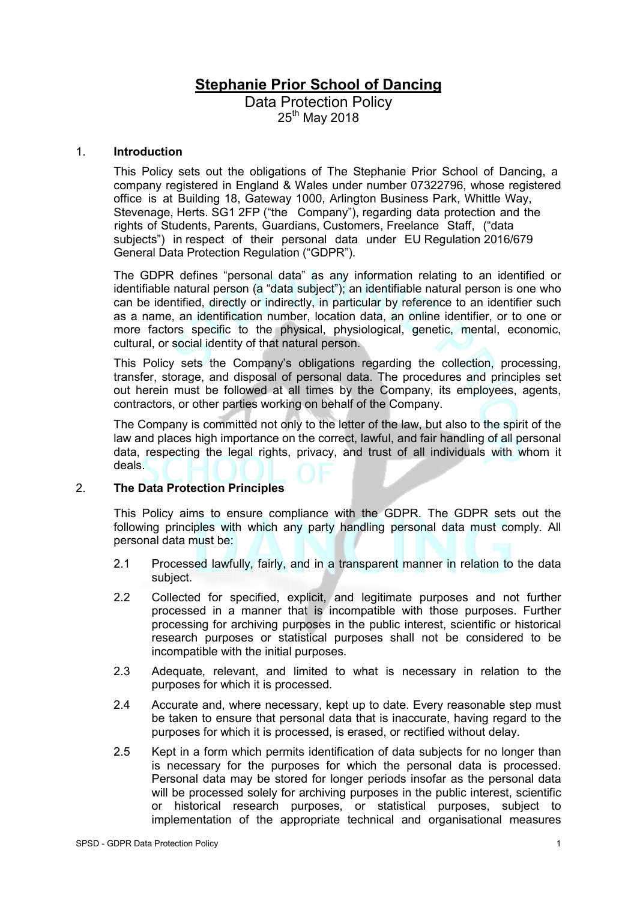# Stephanie Prior School of Dancing

Data Protection Policy

25th May 2018

## 1. Introduction

This Policy sets out the obligations of The Stephanie Prior School of Dancing, a company registered in England & Wales under number 07322796, whose registered office is at Building 18, Gateway 1000, Arlington Business Park, Whittle Way, Stevenage, Herts. SG1 2FP ("the Company"), regarding data protection and the rights of Students, Parents, Guardians, Customers, Freelance Staff, ("data subjects") in respect of their personal data under EU Regulation 2016/679 General Data Protection Regulation ("GDPR").

The GDPR defines "personal data" as any information relating to an identified or identifiable natural person (a "data subject"); an identifiable natural person is one who can be identified, directly or indirectly, in particular by reference to an identifier such as a name, an identification number, location data, an online identifier, or to one or more factors specific to the physical, physiological, genetic, mental, economic, cultural, or social identity of that natural person.

This Policy sets the Company's obligations regarding the collection, processing, transfer, storage, and disposal of personal data. The procedures and principles set out herein must be followed at all times by the Company, its employees, agents, contractors, or other parties working on behalf of the Company.

The Company is committed not only to the letter of the law, but also to the spirit of the law and places high importance on the correct, lawful, and fair handling of all personal data, respecting the legal rights, privacy, and trust of all individuals with whom it deals.

## 2. The Data Protection Principles

This Policy aims to ensure compliance with the GDPR. The GDPR sets out the following principles with which any party handling personal data must comply. All personal data must be:

2.1 Processed lawfully, fairly, and in a transparent manner in relation to the data subject.

2.2 Collected for specified, explicit, and legitimate purposes and not further processed in a manner that is incompatible with those purposes. Further processing for archiving purposes in the public interest, scientific or historical research purposes or statistical purposes shall not be considered to be incompatible with the initial purposes.

2.3 Adequate, relevant, and limited to what is necessary in relation to the purposes for which it is processed.

2.4 Accurate and, where necessary, kept up to date. Every reasonable step must be taken to ensure that personal data that is inaccurate, having regard to the purposes for which it is processed, is erased, or rectified without delay.

2.5 Kept in a form which permits identification of data subjects for no longer than is necessary for the purposes for which the personal data is processed. Personal data may be stored for longer periods insofar as the personal data will be processed solely for archiving purposes in the public interest, scientific or historical research purposes, or statistical purposes, subject to implementation of the appropriate technical and organisational measures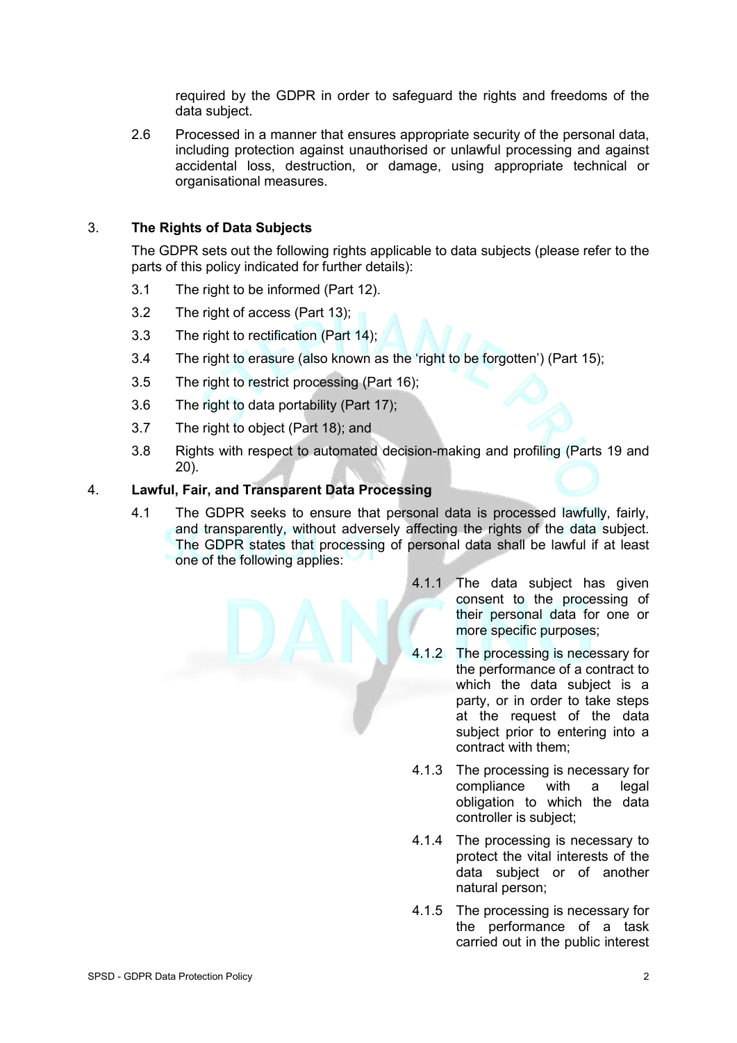required by the GDPR in order to safeguard the rights and freedoms of the data subject.

2.6 Processed in a manner that ensures appropriate security of the personal data, including protection against unauthorised or unlawful processing and against accidental loss, destruction, or damage, using appropriate technical or organisational measures.

## 3. The Rights of Data Subjects

The GDPR sets out the following rights applicable to data subjects (please refer to the parts of this policy indicated for further details):

3.1 The right to be informed (Part 12).

3.2 The right of access (Part 13);

3.3 The right to rectification (Part 14);

3.4 The right to erasure (also known as the 'right to be forgotten') (Part 15);

3.5 The right to restrict processing (Part 16);

3.6 The right to data portability (Part 17);

3.7 The right to object (Part 18); and

3.8 Rights with respect to automated decision-making and profiling (Parts 19 and 20).

## 4. Lawful, Fair, and Transparent Data Processing

4.1 The GDPR seeks to ensure that personal data is processed lawfully, fairly, and transparently, without adversely affecting the rights of the data subject. The GDPR states that processing of personal data shall be lawful if at least one of the following applies:

4.1.1 The data subject has given consent to the processing of their personal data for one or more specific purposes;

4.1.2 The processing is necessary for the performance of a contract to which the data subject is a party, or in order to take steps at the request of the data subject prior to entering into a contract with them;

4.1.3 The processing is necessary for compliance with a legal obligation to which the data controller is subject;

4.1.4 The processing is necessary to protect the vital interests of the data subject or of another natural person;

4.1.5 The processing is necessary for the performance of a task carried out in the public interest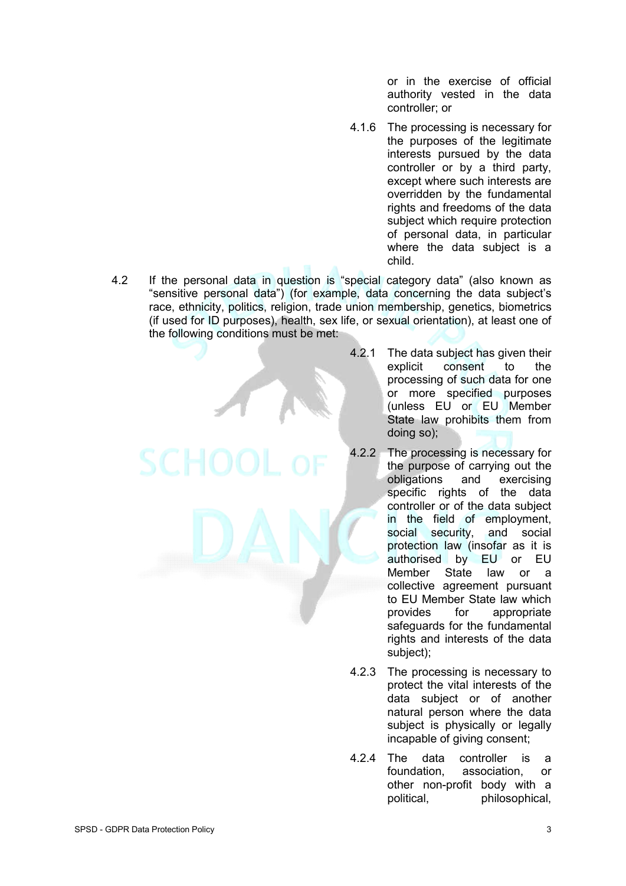or in the exercise of official authority vested in the data controller; or

4.1.6 The processing is necessary for the purposes of the legitimate interests pursued by the data controller or by a third party, except where such interests are overridden by the fundamental rights and freedoms of the data subject which require protection of personal data, in particular where the data subject is a child.

4.2 If the personal data in question is "special category data" (also known as "sensitive personal data") (for example, data concerning the data subject's race, ethnicity, politics, religion, trade union membership, genetics, biometrics (if used for ID purposes), health, sex life, or sexual orientation), at least one of the following conditions must be met:

4.2.1 The data subject has given their explicit consent to the processing of such data for one or more specified purposes (unless EU or EU Member State law prohibits them from doing so);

4.2.2 The processing is necessary for the purpose of carrying out the obligations and exercising specific rights of the data controller or of the data subject in the field of employment, social security, and social protection law (insofar as it is authorised by EU or EU Member State law or a collective agreement pursuant to EU Member State law which provides for appropriate safeguards for the fundamental rights and interests of the data subject);

4.2.3 The processing is necessary to protect the vital interests of the data subject or of another natural person where the data subject is physically or legally incapable of giving consent;

4.2.4 The data controller is a foundation, association, or other non-profit body with a political, philosophical,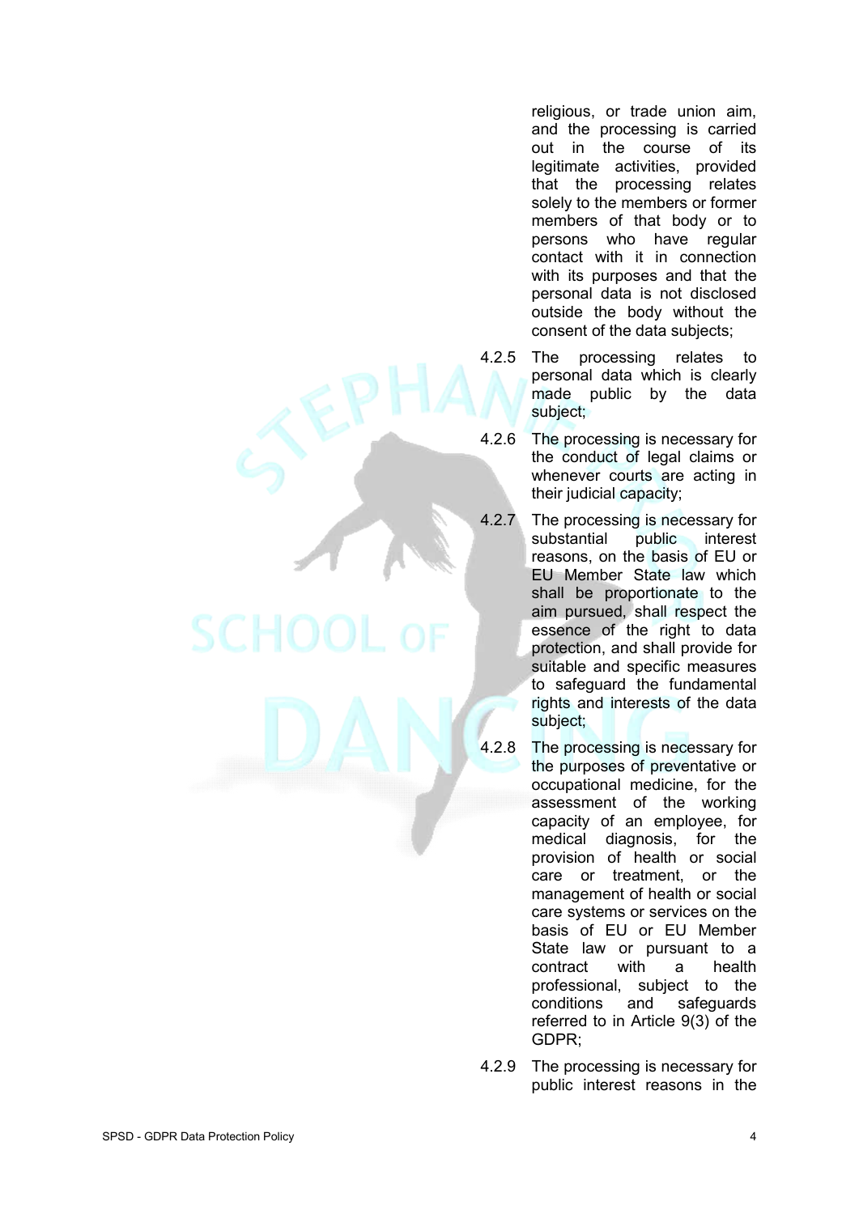religious, or trade union aim, and the processing is carried out in the course of its legitimate activities, provided that the processing relates solely to the members or former members of that body or to persons who have regular contact with it in connection with its purposes and that the personal data is not disclosed outside the body without the consent of the data subjects;

4.2.5 The processing relates to personal data which is clearly made public by the data subject;

4.2.6 The processing is necessary for the conduct of legal claims or whenever courts are acting in their judicial capacity;

4.2.7 The processing is necessary for substantial public interest reasons, on the basis of EU or EU Member State law which shall be proportionate to the aim pursued, shall respect the essence of the right to data protection, and shall provide for suitable and specific measures to safeguard the fundamental rights and interests of the data subject;

4.2.8 The processing is necessary for the purposes of preventative or occupational medicine, for the assessment of the working capacity of an employee, for medical diagnosis, for the provision of health or social care or treatment, or the management of health or social care systems or services on the basis of EU or EU Member State law or pursuant to a contract with a health professional, subject to the conditions and safeguards referred to in Article 9(3) of the GDPR;

4.2.9 The processing is necessary for public interest reasons in the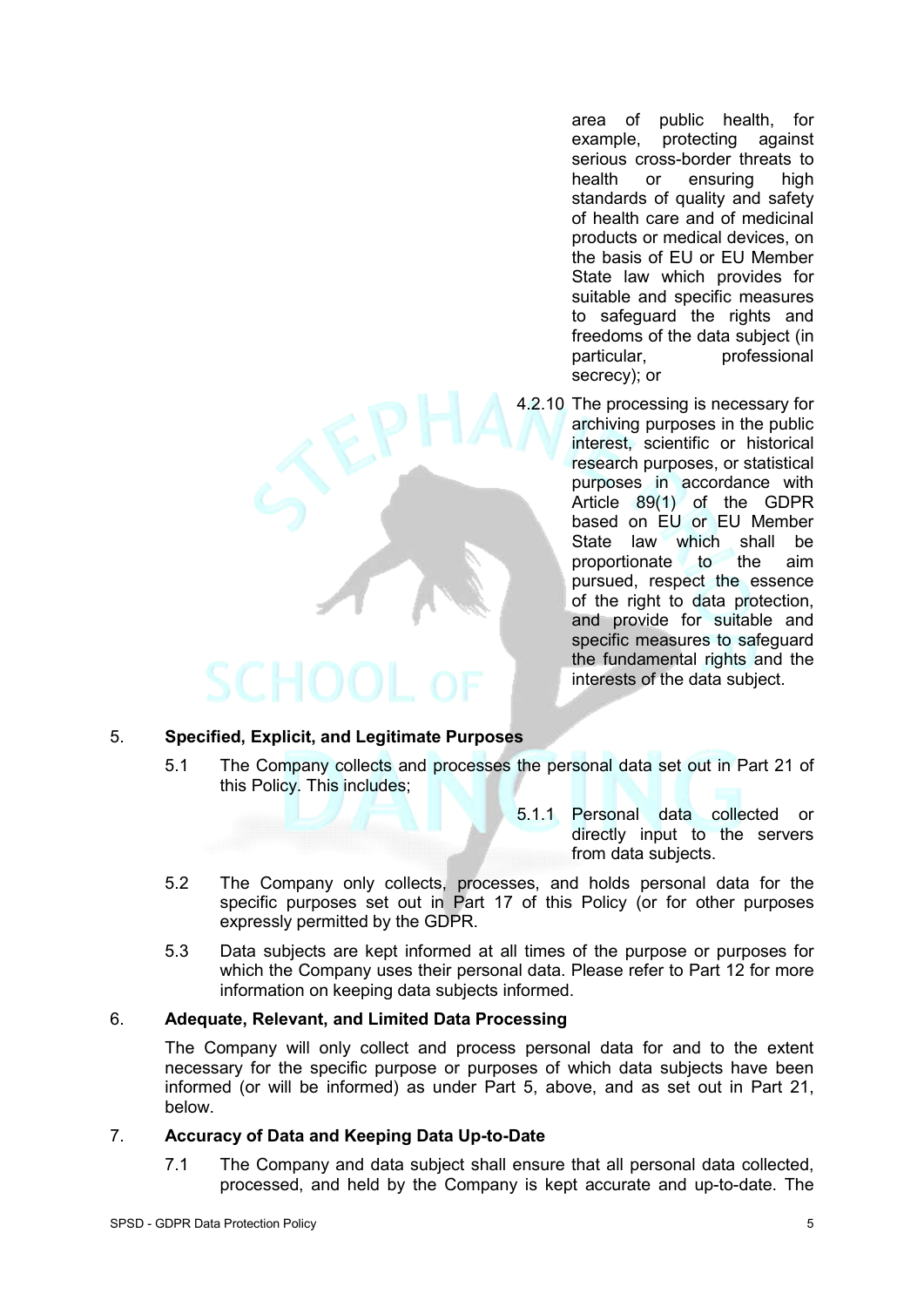area of public health, for example, protecting against serious cross-border threats to health or ensuring high standards of quality and safety of health care and of medicinal products or medical devices, on the basis of EU or EU Member State law which provides for suitable and specific measures to safeguard the rights and freedoms of the data subject (in particular, professional secrecy); or

4.2.10 The processing is necessary for archiving purposes in the public interest, scientific or historical research purposes, or statistical purposes in accordance with Article 89(1) of the GDPR based on EU or EU Member State law which shall be proportionate to the aim pursued, respect the essence of the right to data protection, and provide for suitable and specific measures to safeguard the fundamental rights and the interests of the data subject.

## 5. Specified, Explicit, and Legitimate Purposes

5.1 The Company collects and processes the personal data set out in Part 21 of this Policy. This includes;

5.1.1 Personal data collected or directly input to the servers from data subjects.

5.2 The Company only collects, processes, and holds personal data for the specific purposes set out in Part 17 of this Policy (or for other purposes expressly permitted by the GDPR.

5.3 Data subjects are kept informed at all times of the purpose or purposes for which the Company uses their personal data. Please refer to Part 12 for more information on keeping data subjects informed.

## 6. Adequate, Relevant, and Limited Data Processing

The Company will only collect and process personal data for and to the extent necessary for the specific purpose or purposes of which data subjects have been informed (or will be informed) as under Part 5, above, and as set out in Part 21, below.

## 7. Accuracy of Data and Keeping Data Up-to-Date

7.1 The Company and data subject shall ensure that all personal data collected, processed, and held by the Company is kept accurate and up-to-date. The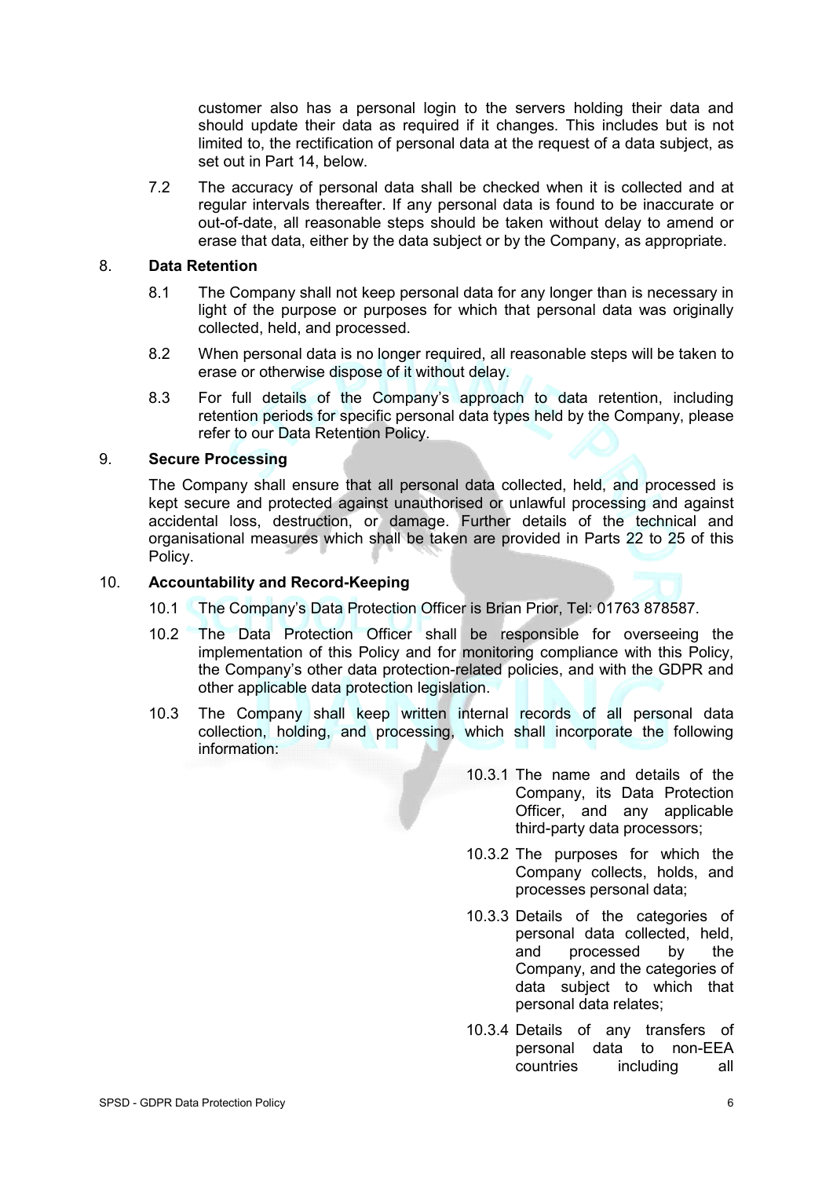customer also has a personal login to the servers holding their data and should update their data as required if it changes. This includes but is not limited to, the rectification of personal data at the request of a data subject, as set out in Part 14, below.

7.2 The accuracy of personal data shall be checked when it is collected and at regular intervals thereafter. If any personal data is found to be inaccurate or out-of-date, all reasonable steps should be taken without delay to amend or erase that data, either by the data subject or by the Company, as appropriate.

## 8. Data Retention

8.1 The Company shall not keep personal data for any longer than is necessary in light of the purpose or purposes for which that personal data was originally collected, held, and processed.

8.2 When personal data is no longer required, all reasonable steps will be taken to erase or otherwise dispose of it without delay.

8.3 For full details of the Company's approach to data retention, including retention periods for specific personal data types held by the Company, please refer to our Data Retention Policy.

## 9. Secure Processing

The Company shall ensure that all personal data collected, held, and processed is kept secure and protected against unauthorised or unlawful processing and against accidental loss, destruction, or damage. Further details of the technical and organisational measures which shall be taken are provided in Parts 22 to 25 of this Policy.

## 10. Accountability and Record-Keeping

10.1 The Company's Data Protection Officer is Brian Prior, Tel: 01763 878587.

10.2 The Data Protection Officer shall be responsible for overseeing the implementation of this Policy and for monitoring compliance with this Policy, the Company's other data protection-related policies, and with the GDPR and other applicable data protection legislation.

10.3 The Company shall keep written internal records of all personal data collection, holding, and processing, which shall incorporate the following information:

10.3.1 The name and details of the Company, its Data Protection Officer, and any applicable third-party data processors;

10.3.2 The purposes for which the Company collects, holds, and processes personal data;

10.3.3 Details of the categories of personal data collected, held, and processed by the Company, and the categories of data subject to which that personal data relates;

10.3.4 Details of any transfers of personal data to non-EEA countries including all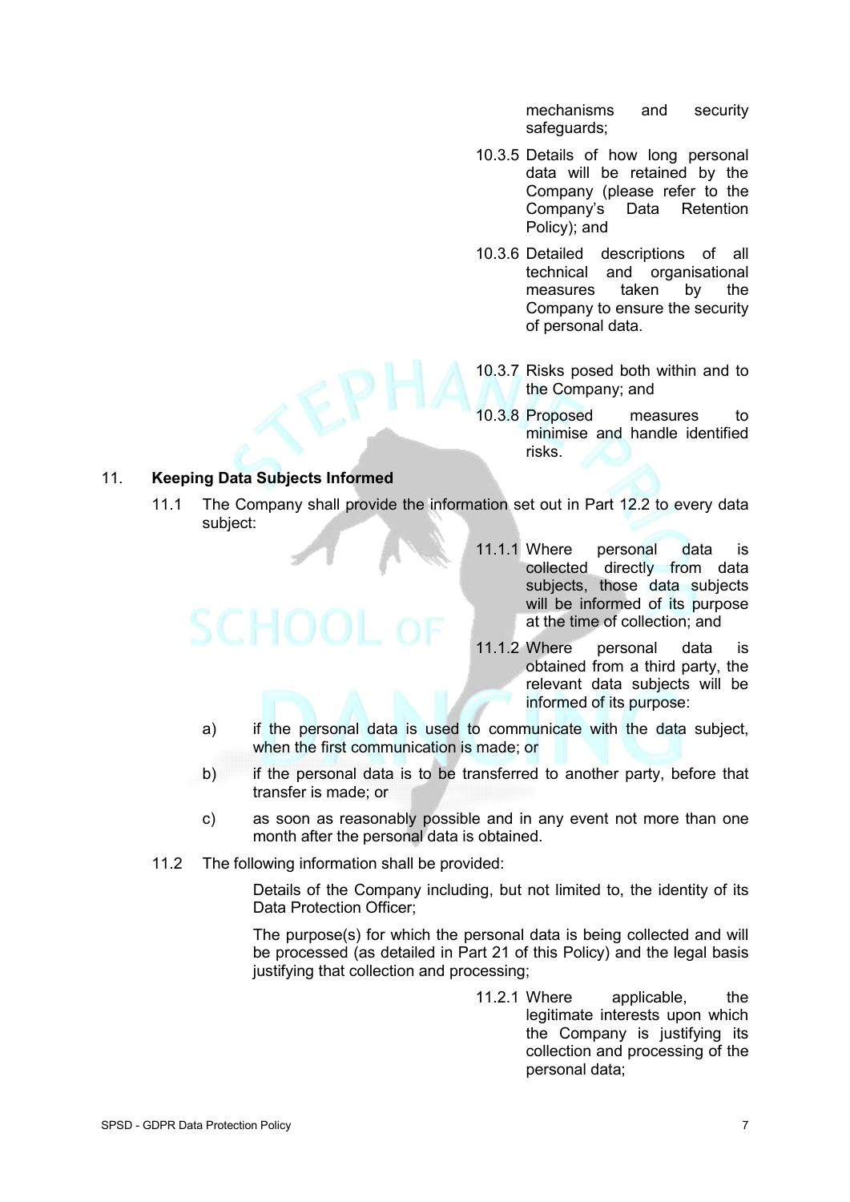mechanisms and security safeguards;

10.3.5 Details of how long personal data will be retained by the Company (please refer to the Company's Data Retention Policy); and

10.3.6 Detailed descriptions of all technical and organisational measures taken by the Company to ensure the security of personal data.

10.3.7 Risks posed both within and to the Company; and

10.3.8 Proposed measures to minimise and handle identified risks.

## 11. Keeping Data Subjects Informed

11.1 The Company shall provide the information set out in Part 12.2 to every data subject:

11.1.1 Where personal data is collected directly from data subjects, those data subjects will be informed of its purpose at the time of collection; and

11.1.2 Where personal data is obtained from a third party, the relevant data subjects will be informed of its purpose:

a) if the personal data is used to communicate with the data subject, when the first communication is made; or

b) if the personal data is to be transferred to another party, before that transfer is made; or

c) as soon as reasonably possible and in any event not more than one month after the personal data is obtained.

11.2 The following information shall be provided:

Details of the Company including, but not limited to, the identity of its Data Protection Officer;

The purpose(s) for which the personal data is being collected and will be processed (as detailed in Part 21 of this Policy) and the legal basis justifying that collection and processing;

11.2.1 Where applicable, the legitimate interests upon which the Company is justifying its collection and processing of the personal data;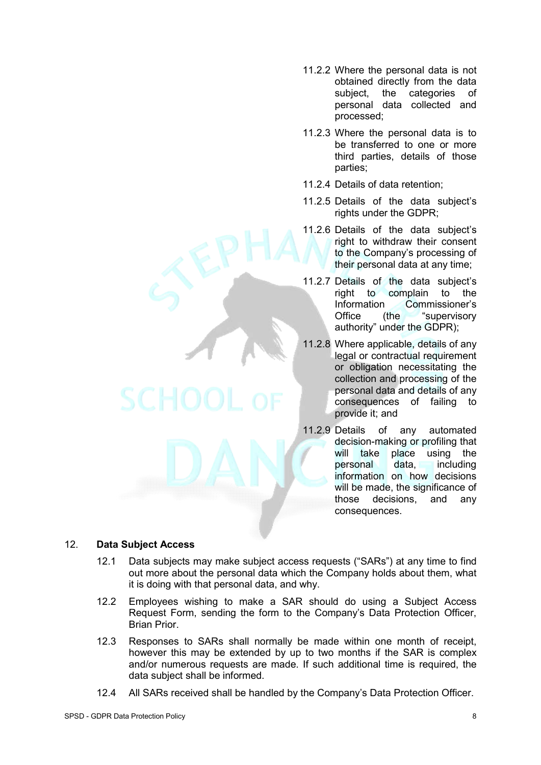11.2.2 Where the personal data is not obtained directly from the data subject, the categories of personal data collected and processed;

11.2.3 Where the personal data is to be transferred to one or more third parties, details of those parties;

11.2.4 Details of data retention;

11.2.5 Details of the data subject's rights under the GDPR;

11.2.6 Details of the data subject's right to withdraw their consent to the Company's processing of their personal data at any time;

11.2.7 Details of the data subject's right to complain to the Information Commissioner's Office (the "supervisory authority" under the GDPR);

11.2.8 Where applicable, details of any legal or contractual requirement or obligation necessitating the collection and processing of the personal data and details of any consequences of failing to provide it; and

11.2.9 Details of any automated decision-making or profiling that will take place using the personal data, including information on how decisions will be made, the significance of those decisions, and any consequences.

## 12. Data Subject Access

12.1 Data subjects may make subject access requests ("SARs") at any time to find out more about the personal data which the Company holds about them, what it is doing with that personal data, and why.

12.2 Employees wishing to make a SAR should do using a Subject Access Request Form, sending the form to the Company's Data Protection Officer, Brian Prior.

12.3 Responses to SARs shall normally be made within one month of receipt, however this may be extended by up to two months if the SAR is complex and/or numerous requests are made. If such additional time is required, the data subject shall be informed.

12.4 All SARs received shall be handled by the Company's Data Protection Officer.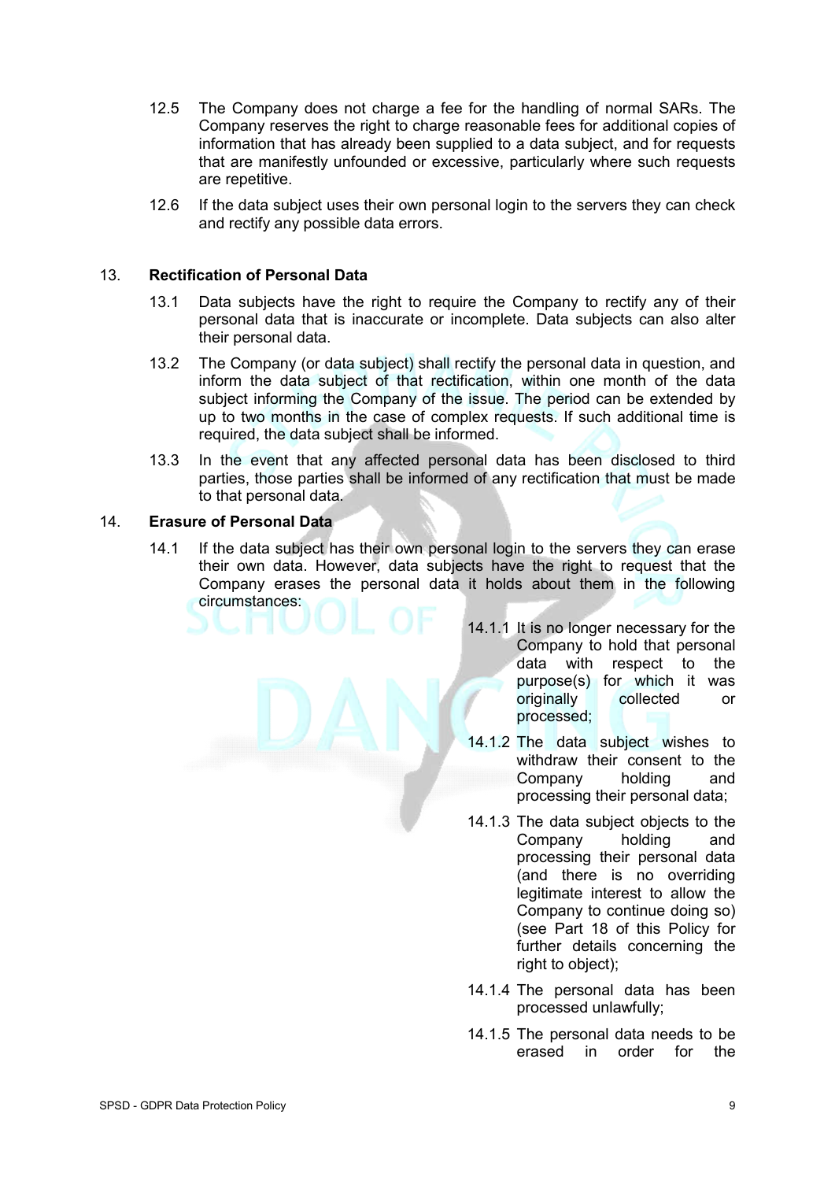12.5 The Company does not charge a fee for the handling of normal SARs. The Company reserves the right to charge reasonable fees for additional copies of information that has already been supplied to a data subject, and for requests that are manifestly unfounded or excessive, particularly where such requests are repetitive.

12.6 If the data subject uses their own personal login to the servers they can check and rectify any possible data errors.

## 13. Rectification of Personal Data

13.1 Data subjects have the right to require the Company to rectify any of their personal data that is inaccurate or incomplete. Data subjects can also alter their personal data.

13.2 The Company (or data subject) shall rectify the personal data in question, and inform the data subject of that rectification, within one month of the data subject informing the Company of the issue. The period can be extended by up to two months in the case of complex requests. If such additional time is required, the data subject shall be informed.

13.3 In the event that any affected personal data has been disclosed to third parties, those parties shall be informed of any rectification that must be made to that personal data.

## 14. Erasure of Personal Data

14.1 If the data subject has their own personal login to the servers they can erase their own data. However, data subjects have the right to request that the Company erases the personal data it holds about them in the following circumstances:

14.1.1 It is no longer necessary for the Company to hold that personal data with respect to the purpose(s) for which it was originally collected or processed;

14.1.2 The data subject wishes to withdraw their consent to the Company holding and processing their personal data;

14.1.3 The data subject objects to the Company holding and processing their personal data (and there is no overriding legitimate interest to allow the Company to continue doing so) (see Part 18 of this Policy for further details concerning the right to object);

14.1.4 The personal data has been processed unlawfully;

14.1.5 The personal data needs to be erased in order for the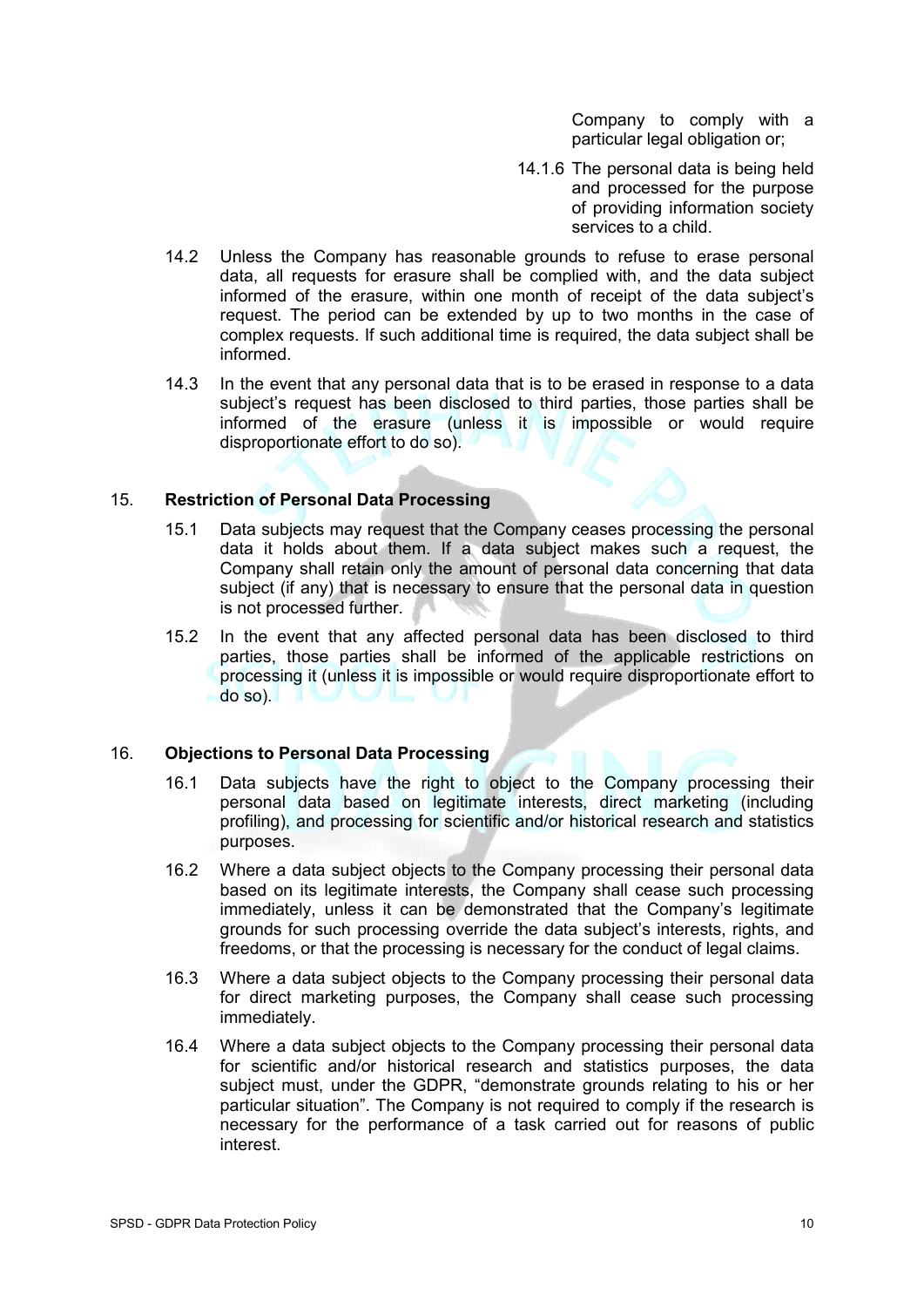Company to comply with a particular legal obligation or;

14.1.6 The personal data is being held and processed for the purpose of providing information society services to a child.

14.2 Unless the Company has reasonable grounds to refuse to erase personal data, all requests for erasure shall be complied with, and the data subject informed of the erasure, within one month of receipt of the data subject's request. The period can be extended by up to two months in the case of complex requests. If such additional time is required, the data subject shall be informed.

14.3 In the event that any personal data that is to be erased in response to a data subject's request has been disclosed to third parties, those parties shall be informed of the erasure (unless it is impossible or would require disproportionate effort to do so).

## 15. Restriction of Personal Data Processing

15.1 Data subjects may request that the Company ceases processing the personal data it holds about them. If a data subject makes such a request, the Company shall retain only the amount of personal data concerning that data subject (if any) that is necessary to ensure that the personal data in question is not processed further.

15.2 In the event that any affected personal data has been disclosed to third parties, those parties shall be informed of the applicable restrictions on processing it (unless it is impossible or would require disproportionate effort to do so).

## 16. Objections to Personal Data Processing

16.1 Data subjects have the right to object to the Company processing their personal data based on legitimate interests, direct marketing (including profiling), and processing for scientific and/or historical research and statistics purposes.

16.2 Where a data subject objects to the Company processing their personal data based on its legitimate interests, the Company shall cease such processing immediately, unless it can be demonstrated that the Company's legitimate grounds for such processing override the data subject's interests, rights, and freedoms, or that the processing is necessary for the conduct of legal claims.

16.3 Where a data subject objects to the Company processing their personal data for direct marketing purposes, the Company shall cease such processing immediately.

16.4 Where a data subject objects to the Company processing their personal data for scientific and/or historical research and statistics purposes, the data subject must, under the GDPR, "demonstrate grounds relating to his or her particular situation". The Company is not required to comply if the research is necessary for the performance of a task carried out for reasons of public interest.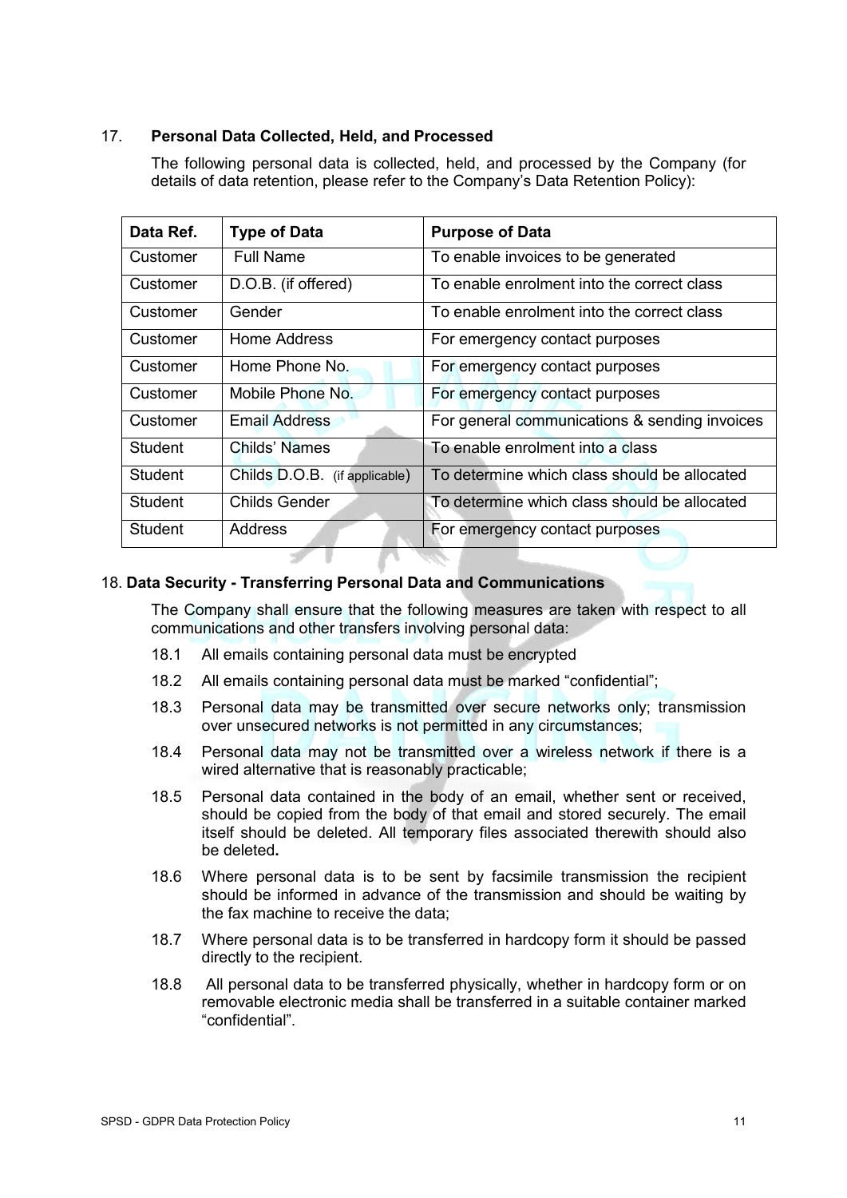## 17. Personal Data Collected, Held, and Processed

The following personal data is collected, held, and processed by the Company (for details of data retention, please refer to the Company's Data Retention Policy):

| Data Ref. | Type of Data | Purpose of Data |
|---|---|---|
| Customer | Full Name | To enable invoices to be generated |
| Customer | D.O.B. (if offered) | To enable enrolment into the correct class |
| Customer | Gender | To enable enrolment into the correct class |
| Customer | Home Address | For emergency contact purposes |
| Customer | Home Phone No. | For emergency contact purposes |
| Customer | Mobile Phone No. | For emergency contact purposes |
| Customer | Email Address | For general communications & sending invoices |
| Student | Childs' Names | To enable enrolment into a class |
| Student | Childs D.O.B. (if applicable) | To determine which class should be allocated |
| Student | Childs Gender | To determine which class should be allocated |
| Student | Address | For emergency contact purposes |

## 18. Data Security - Transferring Personal Data and Communications

The Company shall ensure that the following measures are taken with respect to all communications and other transfers involving personal data:

18.1 All emails containing personal data must be encrypted

18.2 All emails containing personal data must be marked "confidential";

18.3 Personal data may be transmitted over secure networks only; transmission over unsecured networks is not permitted in any circumstances;

18.4 Personal data may not be transmitted over a wireless network if there is a wired alternative that is reasonably practicable;

18.5 Personal data contained in the body of an email, whether sent or received, should be copied from the body of that email and stored securely. The email itself should be deleted. All temporary files associated therewith should also be deleted**.**

18.6 Where personal data is to be sent by facsimile transmission the recipient should be informed in advance of the transmission and should be waiting by the fax machine to receive the data;

18.7 Where personal data is to be transferred in hardcopy form it should be passed directly to the recipient.

18.8 All personal data to be transferred physically, whether in hardcopy form or on removable electronic media shall be transferred in a suitable container marked "confidential".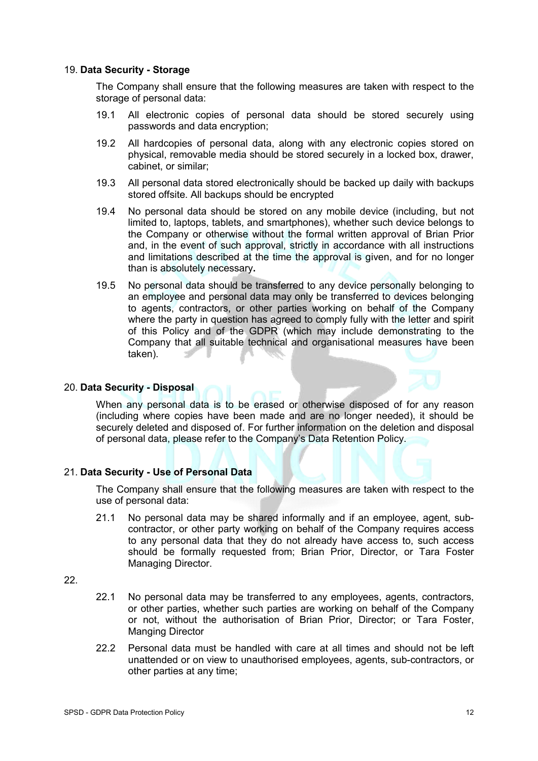## 19. **Data Security - Storage**

The Company shall ensure that the following measures are taken with respect to the storage of personal data:

19.1 All electronic copies of personal data should be stored securely using passwords and data encryption;

19.2 All hardcopies of personal data, along with any electronic copies stored on physical, removable media should be stored securely in a locked box, drawer, cabinet, or similar;

19.3 All personal data stored electronically should be backed up daily with backups stored offsite. All backups should be encrypted

19.4 No personal data should be stored on any mobile device (including, but not limited to, laptops, tablets, and smartphones), whether such device belongs to the Company or otherwise without the formal written approval of Brian Prior and, in the event of such approval, strictly in accordance with all instructions and limitations described at the time the approval is given, and for no longer than is absolutely necessary**.**

19.5 No personal data should be transferred to any device personally belonging to an employee and personal data may only be transferred to devices belonging to agents, contractors, or other parties working on behalf of the Company where the party in question has agreed to comply fully with the letter and spirit of this Policy and of the GDPR (which may include demonstrating to the Company that all suitable technical and organisational measures have been taken).

## 20. **Data Security - Disposal**

When any personal data is to be erased or otherwise disposed of for any reason (including where copies have been made and are no longer needed), it should be securely deleted and disposed of. For further information on the deletion and disposal of personal data, please refer to the Company's Data Retention Policy.

## 21. **Data Security - Use of Personal Data**

The Company shall ensure that the following measures are taken with respect to the use of personal data:

21.1 No personal data may be shared informally and if an employee, agent, sub-contractor, or other party working on behalf of the Company requires access to any personal data that they do not already have access to, such access should be formally requested from; Brian Prior, Director, or Tara Foster Managing Director.

22.

22.1 No personal data may be transferred to any employees, agents, contractors, or other parties, whether such parties are working on behalf of the Company or not, without the authorisation of Brian Prior, Director; or Tara Foster, Manging Director

22.2 Personal data must be handled with care at all times and should not be left unattended or on view to unauthorised employees, agents, sub-contractors, or other parties at any time;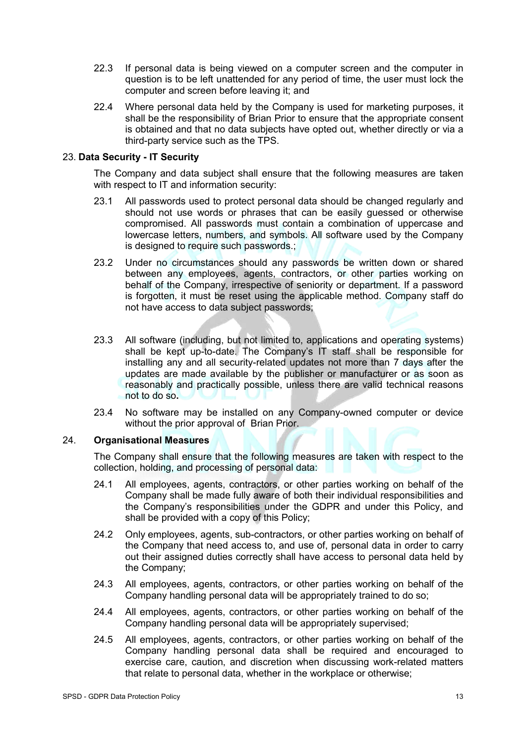22.3 If personal data is being viewed on a computer screen and the computer in question is to be left unattended for any period of time, the user must lock the computer and screen before leaving it; and

22.4 Where personal data held by the Company is used for marketing purposes, it shall be the responsibility of Brian Prior to ensure that the appropriate consent is obtained and that no data subjects have opted out, whether directly or via a third-party service such as the TPS.

## 23. Data Security - IT Security

The Company and data subject shall ensure that the following measures are taken with respect to IT and information security:

23.1 All passwords used to protect personal data should be changed regularly and should not use words or phrases that can be easily guessed or otherwise compromised. All passwords must contain a combination of uppercase and lowercase letters, numbers, and symbols. All software used by the Company is designed to require such passwords.;

23.2 Under no circumstances should any passwords be written down or shared between any employees, agents, contractors, or other parties working on behalf of the Company, irrespective of seniority or department. If a password is forgotten, it must be reset using the applicable method. Company staff do not have access to data subject passwords;

23.3 All software (including, but not limited to, applications and operating systems) shall be kept up-to-date. The Company's IT staff shall be responsible for installing any and all security-related updates not more than 7 days after the updates are made available by the publisher or manufacturer or as soon as reasonably and practically possible, unless there are valid technical reasons not to do so**.**

23.4 No software may be installed on any Company-owned computer or device without the prior approval of Brian Prior.

## 24. Organisational Measures

The Company shall ensure that the following measures are taken with respect to the collection, holding, and processing of personal data:

24.1 All employees, agents, contractors, or other parties working on behalf of the Company shall be made fully aware of both their individual responsibilities and the Company's responsibilities under the GDPR and under this Policy, and shall be provided with a copy of this Policy;

24.2 Only employees, agents, sub-contractors, or other parties working on behalf of the Company that need access to, and use of, personal data in order to carry out their assigned duties correctly shall have access to personal data held by the Company;

24.3 All employees, agents, contractors, or other parties working on behalf of the Company handling personal data will be appropriately trained to do so;

24.4 All employees, agents, contractors, or other parties working on behalf of the Company handling personal data will be appropriately supervised;

24.5 All employees, agents, contractors, or other parties working on behalf of the Company handling personal data shall be required and encouraged to exercise care, caution, and discretion when discussing work-related matters that relate to personal data, whether in the workplace or otherwise;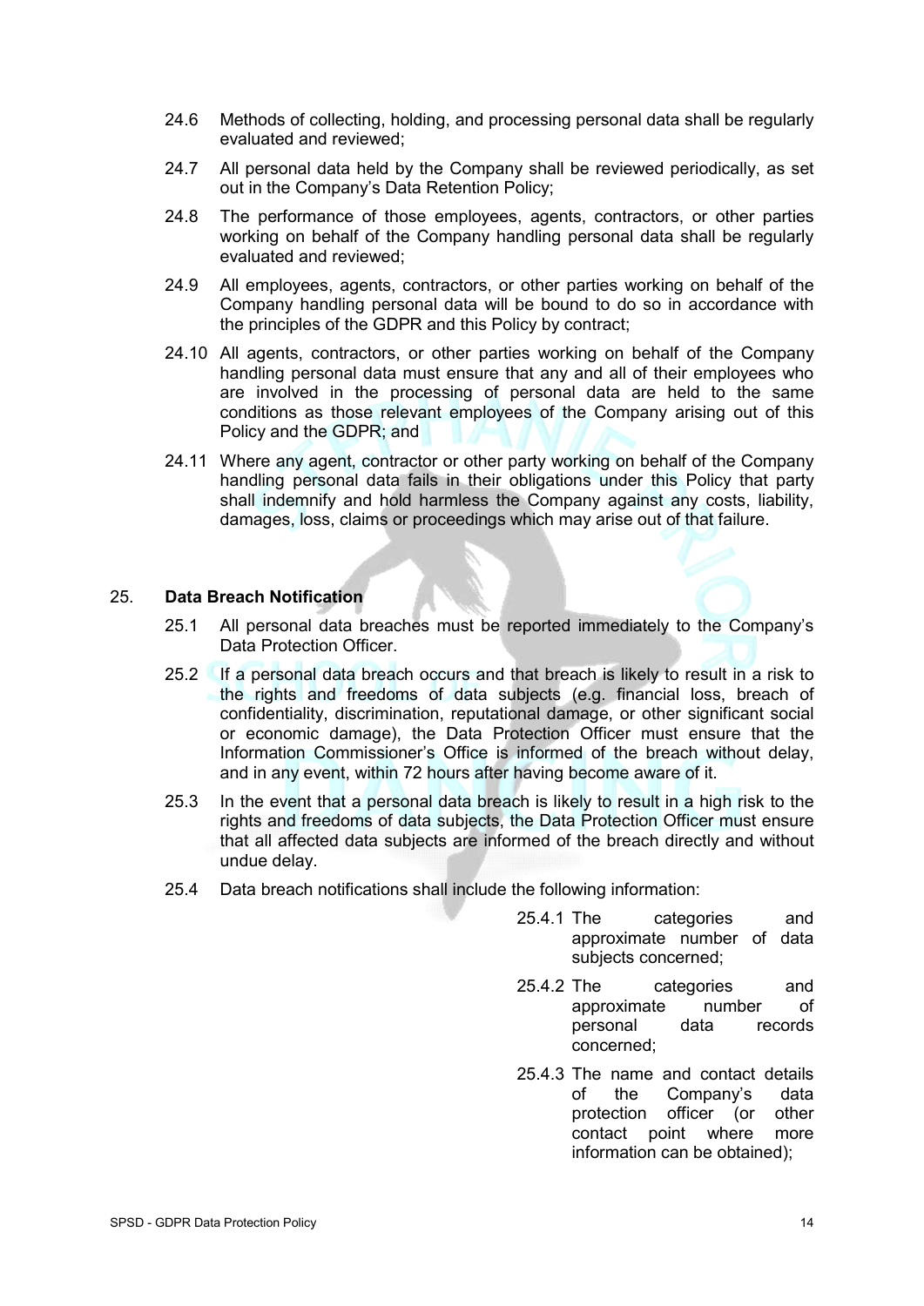24.6 Methods of collecting, holding, and processing personal data shall be regularly evaluated and reviewed;

24.7 All personal data held by the Company shall be reviewed periodically, as set out in the Company's Data Retention Policy;

24.8 The performance of those employees, agents, contractors, or other parties working on behalf of the Company handling personal data shall be regularly evaluated and reviewed;

24.9 All employees, agents, contractors, or other parties working on behalf of the Company handling personal data will be bound to do so in accordance with the principles of the GDPR and this Policy by contract;

24.10 All agents, contractors, or other parties working on behalf of the Company handling personal data must ensure that any and all of their employees who are involved in the processing of personal data are held to the same conditions as those relevant employees of the Company arising out of this Policy and the GDPR; and

24.11 Where any agent, contractor or other party working on behalf of the Company handling personal data fails in their obligations under this Policy that party shall indemnify and hold harmless the Company against any costs, liability, damages, loss, claims or proceedings which may arise out of that failure.

## 25. **Data Breach Notification**

25.1 All personal data breaches must be reported immediately to the Company's Data Protection Officer.

25.2 If a personal data breach occurs and that breach is likely to result in a risk to the rights and freedoms of data subjects (e.g. financial loss, breach of confidentiality, discrimination, reputational damage, or other significant social or economic damage), the Data Protection Officer must ensure that the Information Commissioner's Office is informed of the breach without delay, and in any event, within 72 hours after having become aware of it.

25.3 In the event that a personal data breach is likely to result in a high risk to the rights and freedoms of data subjects, the Data Protection Officer must ensure that all affected data subjects are informed of the breach directly and without undue delay.

25.4 Data breach notifications shall include the following information:

25.4.1 The categories and approximate number of data subjects concerned;

25.4.2 The categories and approximate number of personal data records concerned;

25.4.3 The name and contact details of the Company's data protection officer (or other contact point where more information can be obtained);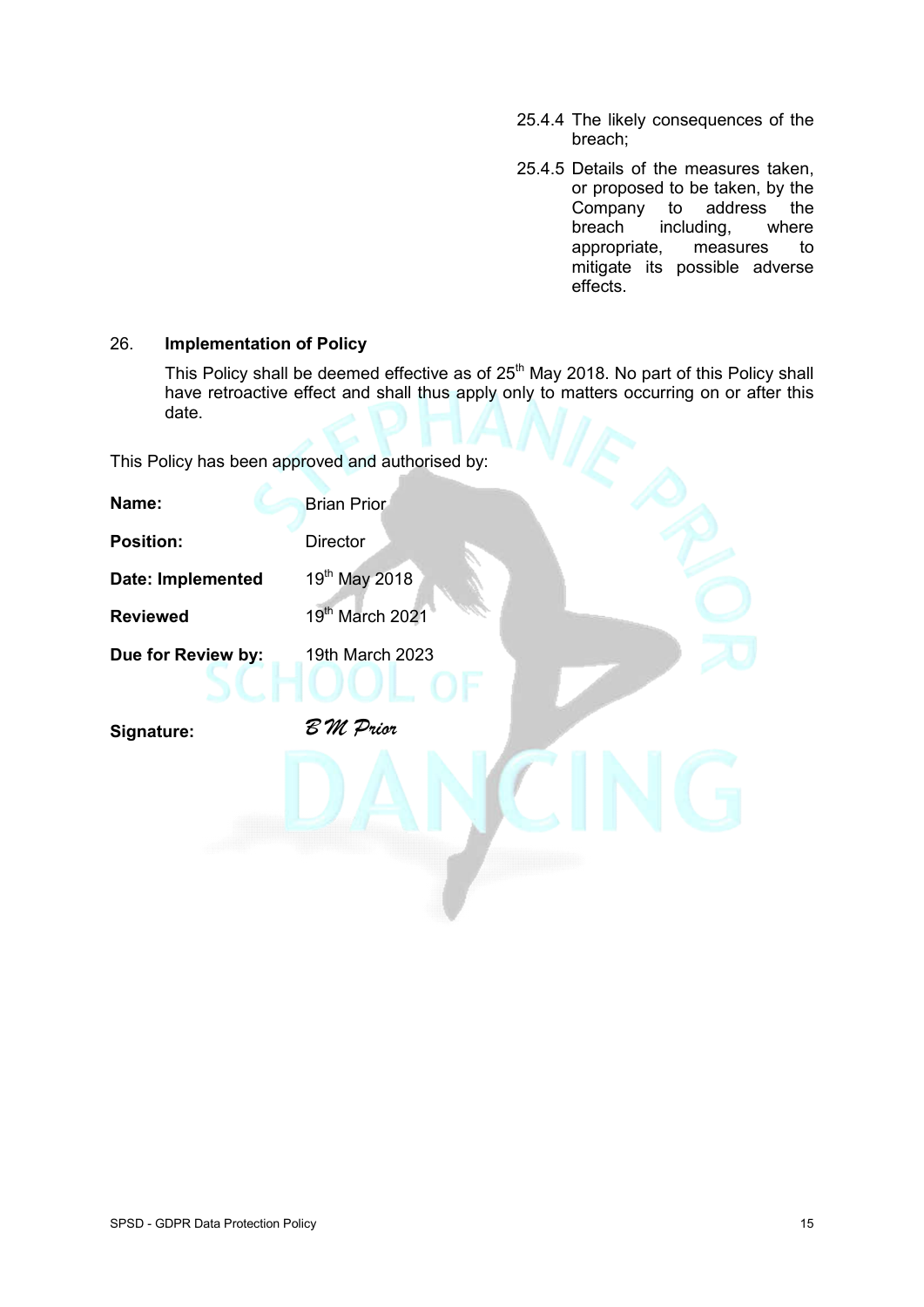25.4.4 The likely consequences of the breach;

25.4.5 Details of the measures taken, or proposed to be taken, by the Company to address the breach including, where appropriate, measures to mitigate its possible adverse effects.

## 26. Implementation of Policy

This Policy shall be deemed effective as of 25th May 2018. No part of this Policy shall have retroactive effect and shall thus apply only to matters occurring on or after this date.

This Policy has been approved and authorised by:

| | |
|---|---|
| **Name:** | Brian Prior |
| **Position:** | Director |
| **Date: Implemented** | 19th May 2018 |
| **Reviewed** | 19th March 2021 |
| **Due for Review by:** | 19th March 2023 |
| **Signature:** | *B M Prior* |